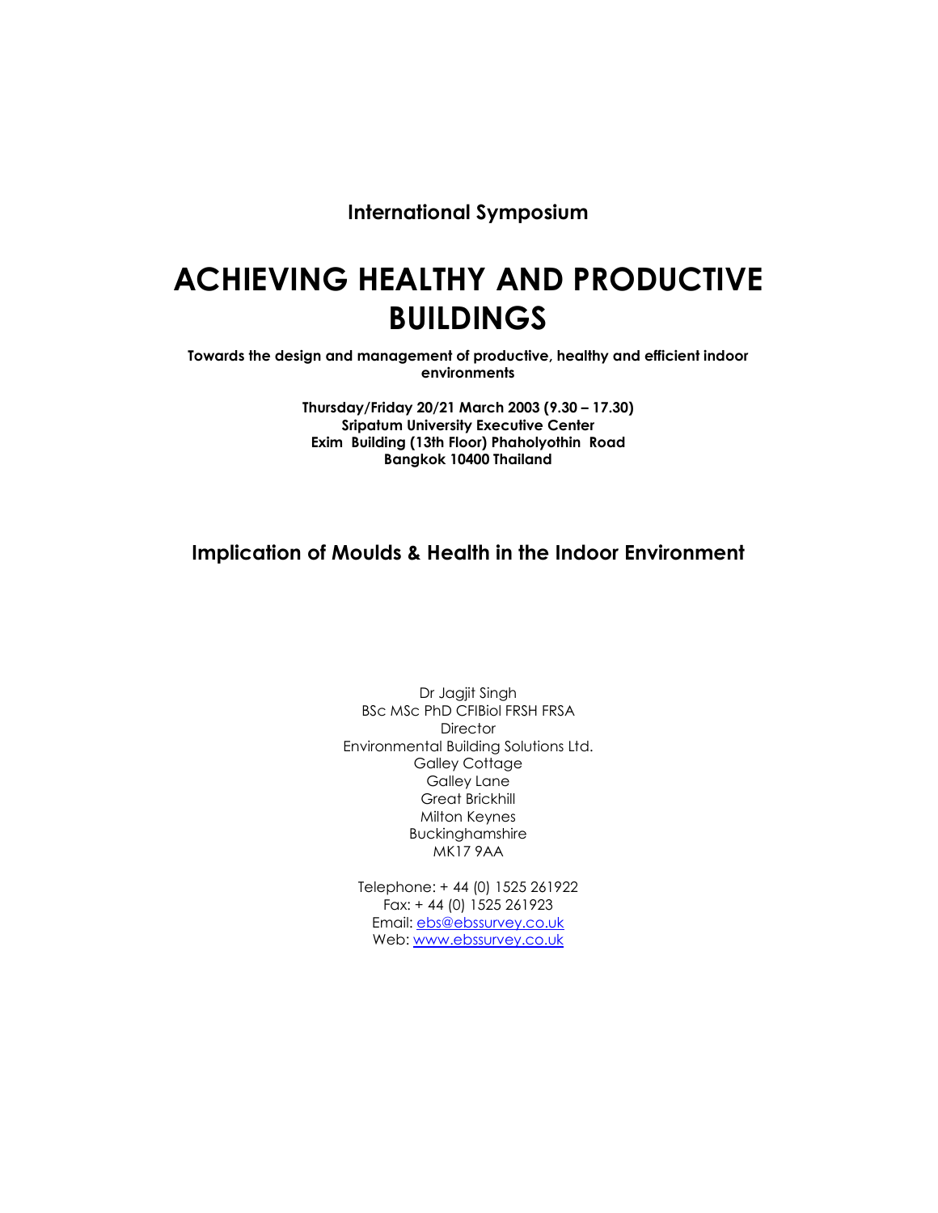**International Symposium**

# ACHIEVING HEALTHY AND PRODUCTIVE BUILDINGS

**Towards the design and management of productive, healthy and efficient indoor environments**

**Thursday/Friday 20/21 March 2003 (9.30 – 17.30)**
**Sripatum University Executive Center**
**Exim Building (13th Floor) Phaholyothin Road**
**Bangkok 10400 Thailand**

## Implication of Moulds & Health in the Indoor Environment

Dr Jagjit Singh
BSc MSc PhD CFIBiol FRSH FRSA
Director
Environmental Building Solutions Ltd.
Galley Cottage
Galley Lane
Great Brickhill
Milton Keynes
Buckinghamshire
MK17 9AA

Telephone: + 44 (0) 1525 261922
Fax: + 44 (0) 1525 261923
Email: ebs@ebssurvey.co.uk
Web: www.ebssurvey.co.uk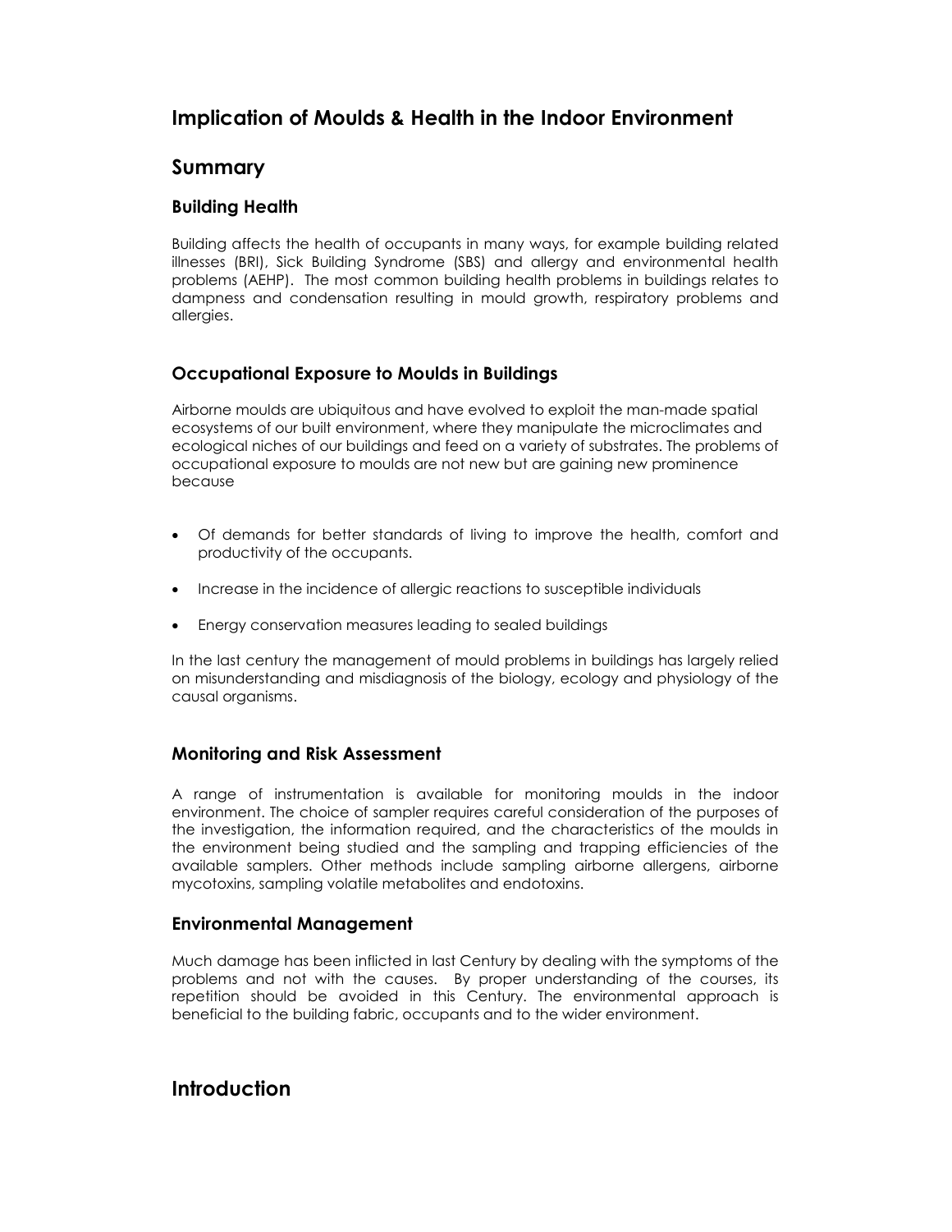# Implication of Moulds & Health in the Indoor Environment

## Summary

### Building Health

Building affects the health of occupants in many ways, for example building related illnesses (BRI), Sick Building Syndrome (SBS) and allergy and environmental health problems (AEHP). The most common building health problems in buildings relates to dampness and condensation resulting in mould growth, respiratory problems and allergies.

### Occupational Exposure to Moulds in Buildings

Airborne moulds are ubiquitous and have evolved to exploit the man-made spatial ecosystems of our built environment, where they manipulate the microclimates and ecological niches of our buildings and feed on a variety of substrates. The problems of occupational exposure to moulds are not new but are gaining new prominence because

- Of demands for better standards of living to improve the health, comfort and productivity of the occupants.
- Increase in the incidence of allergic reactions to susceptible individuals
- Energy conservation measures leading to sealed buildings

In the last century the management of mould problems in buildings has largely relied on misunderstanding and misdiagnosis of the biology, ecology and physiology of the causal organisms.

### Monitoring and Risk Assessment

A range of instrumentation is available for monitoring moulds in the indoor environment. The choice of sampler requires careful consideration of the purposes of the investigation, the information required, and the characteristics of the moulds in the environment being studied and the sampling and trapping efficiencies of the available samplers. Other methods include sampling airborne allergens, airborne mycotoxins, sampling volatile metabolites and endotoxins.

### Environmental Management

Much damage has been inflicted in last Century by dealing with the symptoms of the problems and not with the causes. By proper understanding of the courses, its repetition should be avoided in this Century. The environmental approach is beneficial to the building fabric, occupants and to the wider environment.

## Introduction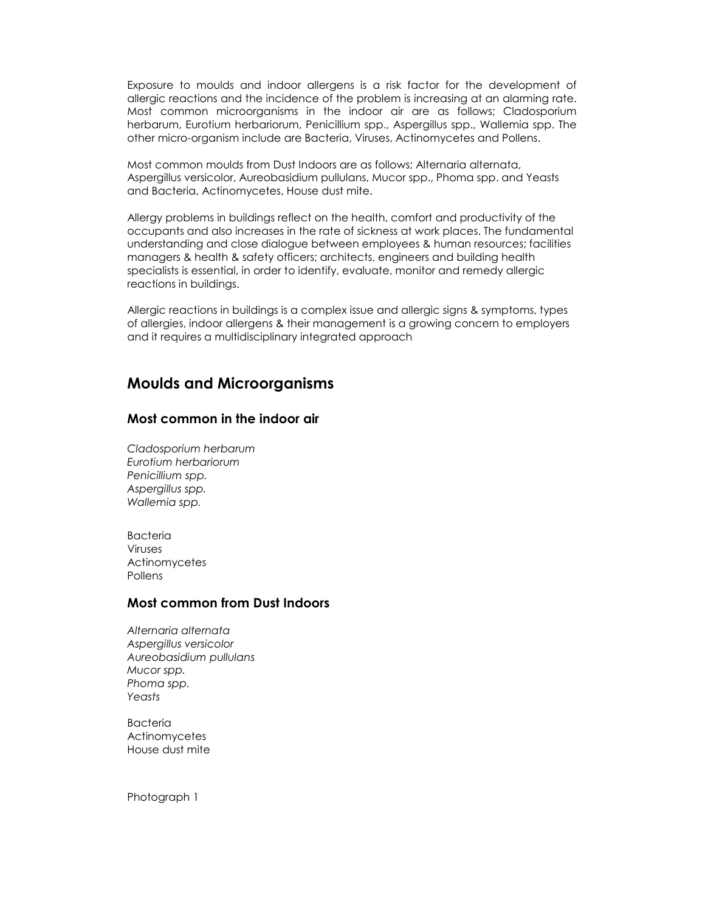Exposure to moulds and indoor allergens is a risk factor for the development of allergic reactions and the incidence of the problem is increasing at an alarming rate. Most common microorganisms in the indoor air are as follows; Cladosporium herbarum, Eurotium herbariorum, Penicillium spp., Aspergillus spp., Wallemia spp. The other micro-organism include are Bacteria, Viruses, Actinomycetes and Pollens.

Most common moulds from Dust Indoors are as follows; Alternaria alternata, Aspergillus versicolor, Aureobasidium pullulans, Mucor spp., Phoma spp. and Yeasts and Bacteria, Actinomycetes, House dust mite.

Allergy problems in buildings reflect on the health, comfort and productivity of the occupants and also increases in the rate of sickness at work places. The fundamental understanding and close dialogue between employees & human resources; facilities managers & health & safety officers; architects, engineers and building health specialists is essential, in order to identify, evaluate, monitor and remedy allergic reactions in buildings.

Allergic reactions in buildings is a complex issue and allergic signs & symptoms, types of allergies, indoor allergens & their management is a growing concern to employers and it requires a multidisciplinary integrated approach

## Moulds and Microorganisms

### Most common in the indoor air

*Cladosporium herbarum*
*Eurotium herbariorum*
*Penicillium spp.*
*Aspergillus spp.*
*Wallemia spp.*

Bacteria
Viruses
Actinomycetes
Pollens

### Most common from Dust Indoors

*Alternaria alternata*
*Aspergillus versicolor*
*Aureobasidium pullulans*
*Mucor spp.*
*Phoma spp.*
*Yeasts*

Bacteria
Actinomycetes
House dust mite

Photograph 1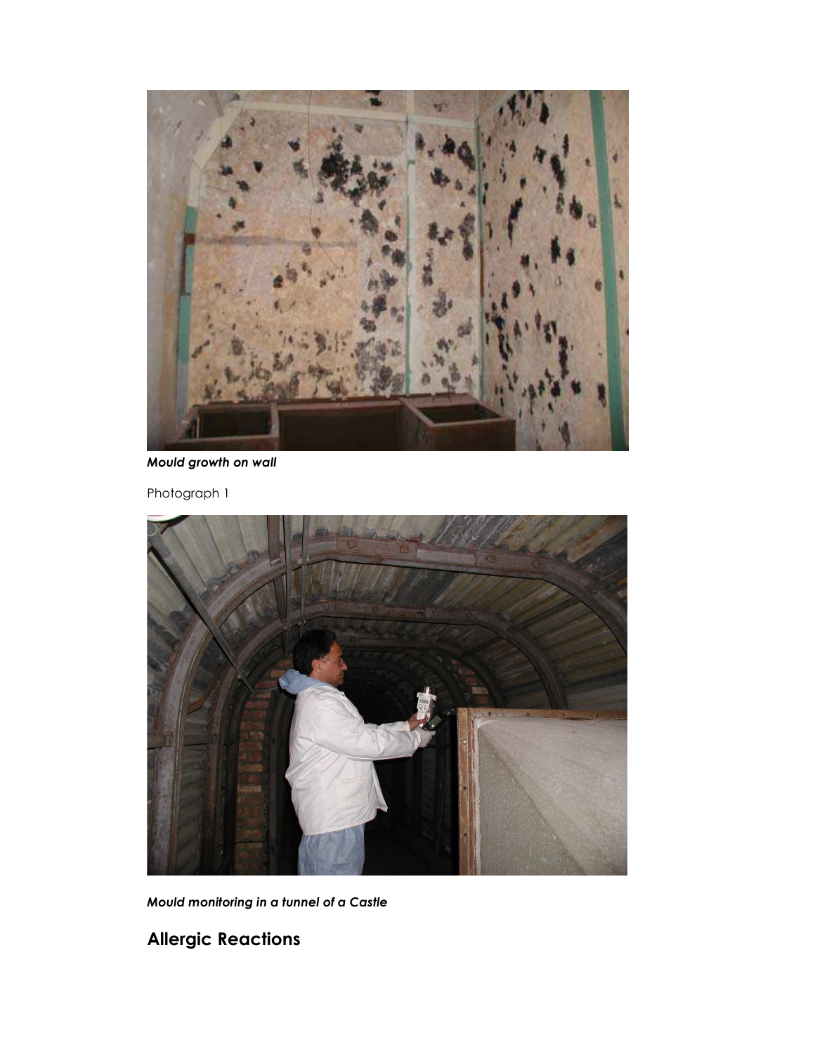***Mould growth on wall***

Photograph 1

***Mould monitoring in a tunnel of a Castle***

## Allergic Reactions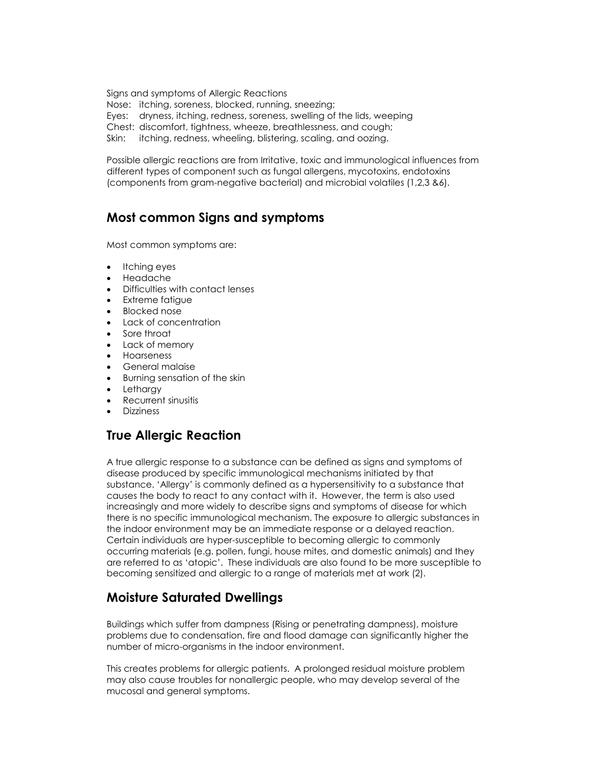Signs and symptoms of Allergic Reactions

Nose: itching, soreness, blocked, running, sneezing;
Eyes: dryness, itching, redness, soreness, swelling of the lids, weeping
Chest: discomfort, tightness, wheeze, breathlessness, and cough;
Skin: itching, redness, wheeling, blistering, scaling, and oozing.

Possible allergic reactions are from Irritative, toxic and immunological influences from different types of component such as fungal allergens, mycotoxins, endotoxins (components from gram-negative bacterial) and microbial volatiles (1,2,3 &6).

## Most common Signs and symptoms

Most common symptoms are:

- Itching eyes
- Headache
- Difficulties with contact lenses
- Extreme fatigue
- Blocked nose
- Lack of concentration
- Sore throat
- Lack of memory
- Hoarseness
- General malaise
- Burning sensation of the skin
- Lethargy
- Recurrent sinusitis
- Dizziness

## True Allergic Reaction

A true allergic response to a substance can be defined as signs and symptoms of disease produced by specific immunological mechanisms initiated by that substance. 'Allergy' is commonly defined as a hypersensitivity to a substance that causes the body to react to any contact with it. However, the term is also used increasingly and more widely to describe signs and symptoms of disease for which there is no specific immunological mechanism. The exposure to allergic substances in the indoor environment may be an immediate response or a delayed reaction. Certain individuals are hyper-susceptible to becoming allergic to commonly occurring materials (e.g. pollen, fungi, house mites, and domestic animals) and they are referred to as 'atopic'. These individuals are also found to be more susceptible to becoming sensitized and allergic to a range of materials met at work (2).

## Moisture Saturated Dwellings

Buildings which suffer from dampness (Rising or penetrating dampness), moisture problems due to condensation, fire and flood damage can significantly higher the number of micro-organisms in the indoor environment.

This creates problems for allergic patients. A prolonged residual moisture problem may also cause troubles for nonallergic people, who may develop several of the mucosal and general symptoms.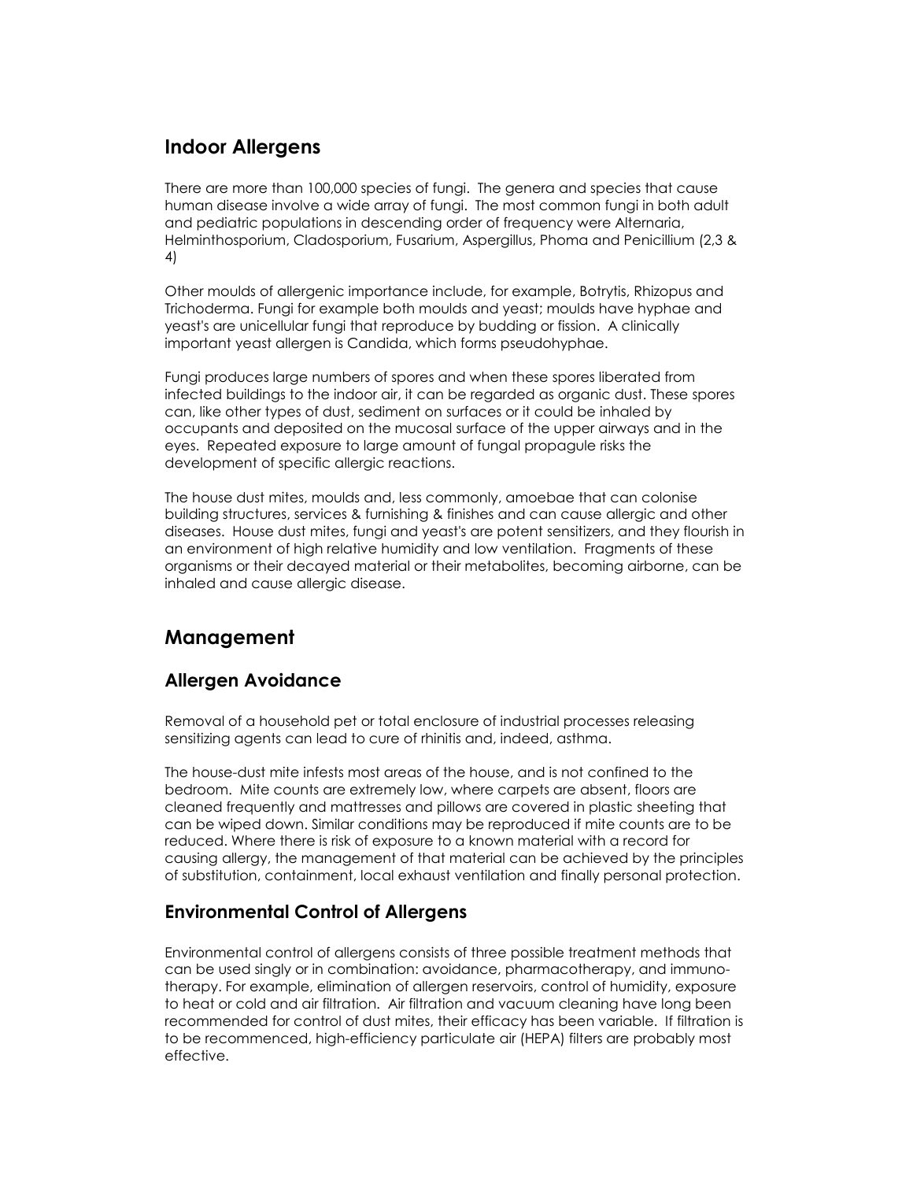## Indoor Allergens

There are more than 100,000 species of fungi. The genera and species that cause human disease involve a wide array of fungi. The most common fungi in both adult and pediatric populations in descending order of frequency were Alternaria, Helminthosporium, Cladosporium, Fusarium, Aspergillus, Phoma and Penicillium (2,3 & 4)

Other moulds of allergenic importance include, for example, Botrytis, Rhizopus and Trichoderma. Fungi for example both moulds and yeast; moulds have hyphae and yeast's are unicellular fungi that reproduce by budding or fission. A clinically important yeast allergen is Candida, which forms pseudohyphae.

Fungi produces large numbers of spores and when these spores liberated from infected buildings to the indoor air, it can be regarded as organic dust. These spores can, like other types of dust, sediment on surfaces or it could be inhaled by occupants and deposited on the mucosal surface of the upper airways and in the eyes. Repeated exposure to large amount of fungal propagule risks the development of specific allergic reactions.

The house dust mites, moulds and, less commonly, amoebae that can colonise building structures, services & furnishing & finishes and can cause allergic and other diseases. House dust mites, fungi and yeast's are potent sensitizers, and they flourish in an environment of high relative humidity and low ventilation. Fragments of these organisms or their decayed material or their metabolites, becoming airborne, can be inhaled and cause allergic disease.

## Management

### Allergen Avoidance

Removal of a household pet or total enclosure of industrial processes releasing sensitizing agents can lead to cure of rhinitis and, indeed, asthma.

The house-dust mite infests most areas of the house, and is not confined to the bedroom. Mite counts are extremely low, where carpets are absent, floors are cleaned frequently and mattresses and pillows are covered in plastic sheeting that can be wiped down. Similar conditions may be reproduced if mite counts are to be reduced. Where there is risk of exposure to a known material with a record for causing allergy, the management of that material can be achieved by the principles of substitution, containment, local exhaust ventilation and finally personal protection.

### Environmental Control of Allergens

Environmental control of allergens consists of three possible treatment methods that can be used singly or in combination: avoidance, pharmacotherapy, and immuno-therapy. For example, elimination of allergen reservoirs, control of humidity, exposure to heat or cold and air filtration. Air filtration and vacuum cleaning have long been recommended for control of dust mites, their efficacy has been variable. If filtration is to be recommenced, high-efficiency particulate air (HEPA) filters are probably most effective.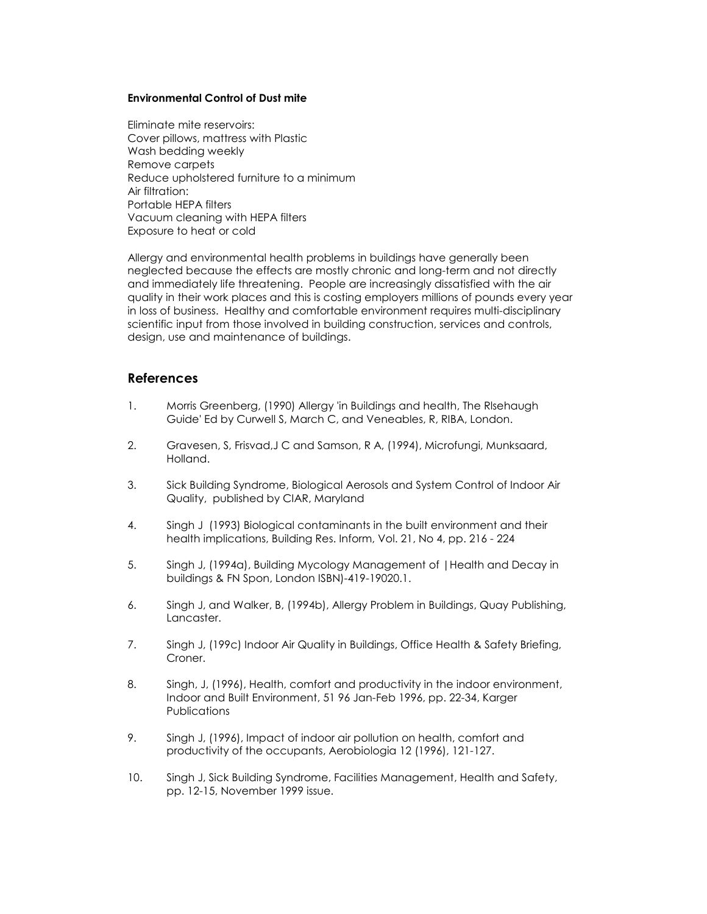**Environmental Control of Dust mite**

Eliminate mite reservoirs:
Cover pillows, mattress with Plastic
Wash bedding weekly
Remove carpets
Reduce upholstered furniture to a minimum
Air filtration:
Portable HEPA filters
Vacuum cleaning with HEPA filters
Exposure to heat or cold

Allergy and environmental health problems in buildings have generally been neglected because the effects are mostly chronic and long-term and not directly and immediately life threatening. People are increasingly dissatisfied with the air quality in their work places and this is costing employers millions of pounds every year in loss of business. Healthy and comfortable environment requires multi-disciplinary scientific input from those involved in building construction, services and controls, design, use and maintenance of buildings.

## References

1. Morris Greenberg, (1990) Allergy 'in Buildings and health, The RIsehaugh Guide' Ed by Curwell S, March C, and Veneables, R, RIBA, London.

2. Gravesen, S, Frisvad,J C and Samson, R A, (1994), Microfungi, Munksaard, Holland.

3. Sick Building Syndrome, Biological Aerosols and System Control of Indoor Air Quality, published by CIAR, Maryland

4. Singh J (1993) Biological contaminants in the built environment and their health implications, Building Res. Inform, Vol. 21, No 4, pp. 216 - 224

5. Singh J, (1994a), Building Mycology Management of |Health and Decay in buildings & FN Spon, London ISBN)-419-19020.1.

6. Singh J, and Walker, B, (1994b), Allergy Problem in Buildings, Quay Publishing, Lancaster.

7. Singh J, (199c) Indoor Air Quality in Buildings, Office Health & Safety Briefing, Croner.

8. Singh, J, (1996), Health, comfort and productivity in the indoor environment, Indoor and Built Environment, 51 96 Jan-Feb 1996, pp. 22-34, Karger Publications

9. Singh J, (1996), Impact of indoor air pollution on health, comfort and productivity of the occupants, Aerobiologia 12 (1996), 121-127.

10. Singh J, Sick Building Syndrome, Facilities Management, Health and Safety, pp. 12-15, November 1999 issue.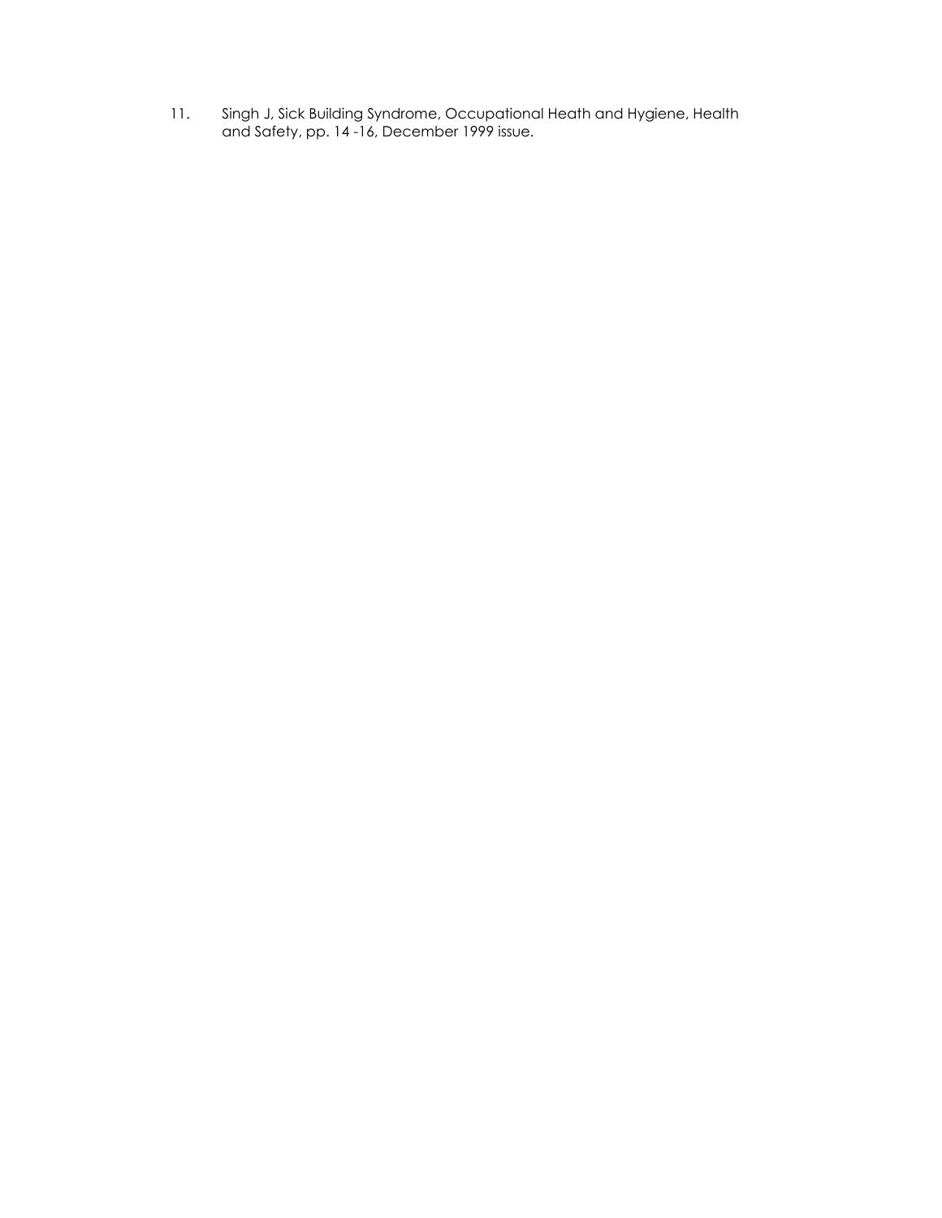11. Singh J, Sick Building Syndrome, Occupational Heath and Hygiene, Health and Safety, pp. 14 -16, December 1999 issue.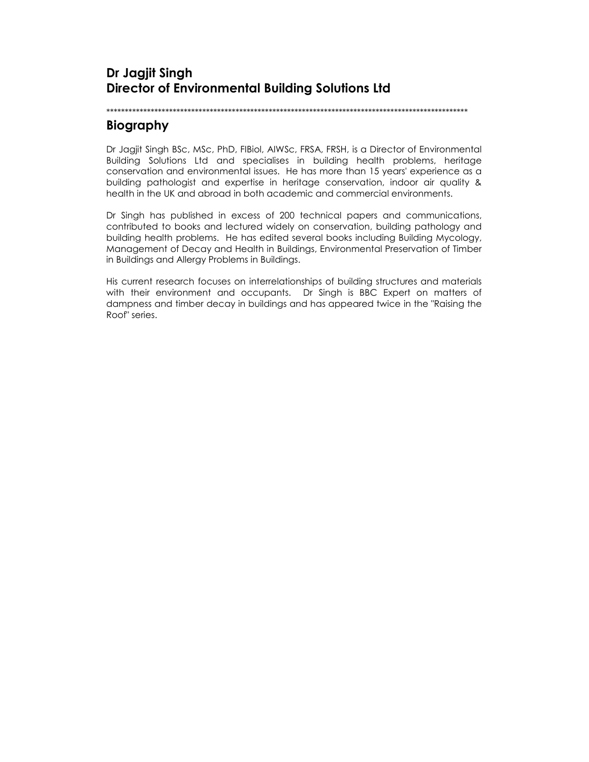## Dr Jagjit Singh
## Director of Environmental Building Solutions Ltd

****************************************************************************************************

## Biography

Dr Jagjit Singh BSc, MSc, PhD, FIBiol, AIWSc, FRSA, FRSH, is a Director of Environmental Building Solutions Ltd and specialises in building health problems, heritage conservation and environmental issues. He has more than 15 years' experience as a building pathologist and expertise in heritage conservation, indoor air quality & health in the UK and abroad in both academic and commercial environments.

Dr Singh has published in excess of 200 technical papers and communications, contributed to books and lectured widely on conservation, building pathology and building health problems. He has edited several books including Building Mycology, Management of Decay and Health in Buildings, Environmental Preservation of Timber in Buildings and Allergy Problems in Buildings.

His current research focuses on interrelationships of building structures and materials with their environment and occupants. Dr Singh is BBC Expert on matters of dampness and timber decay in buildings and has appeared twice in the "Raising the Roof" series.